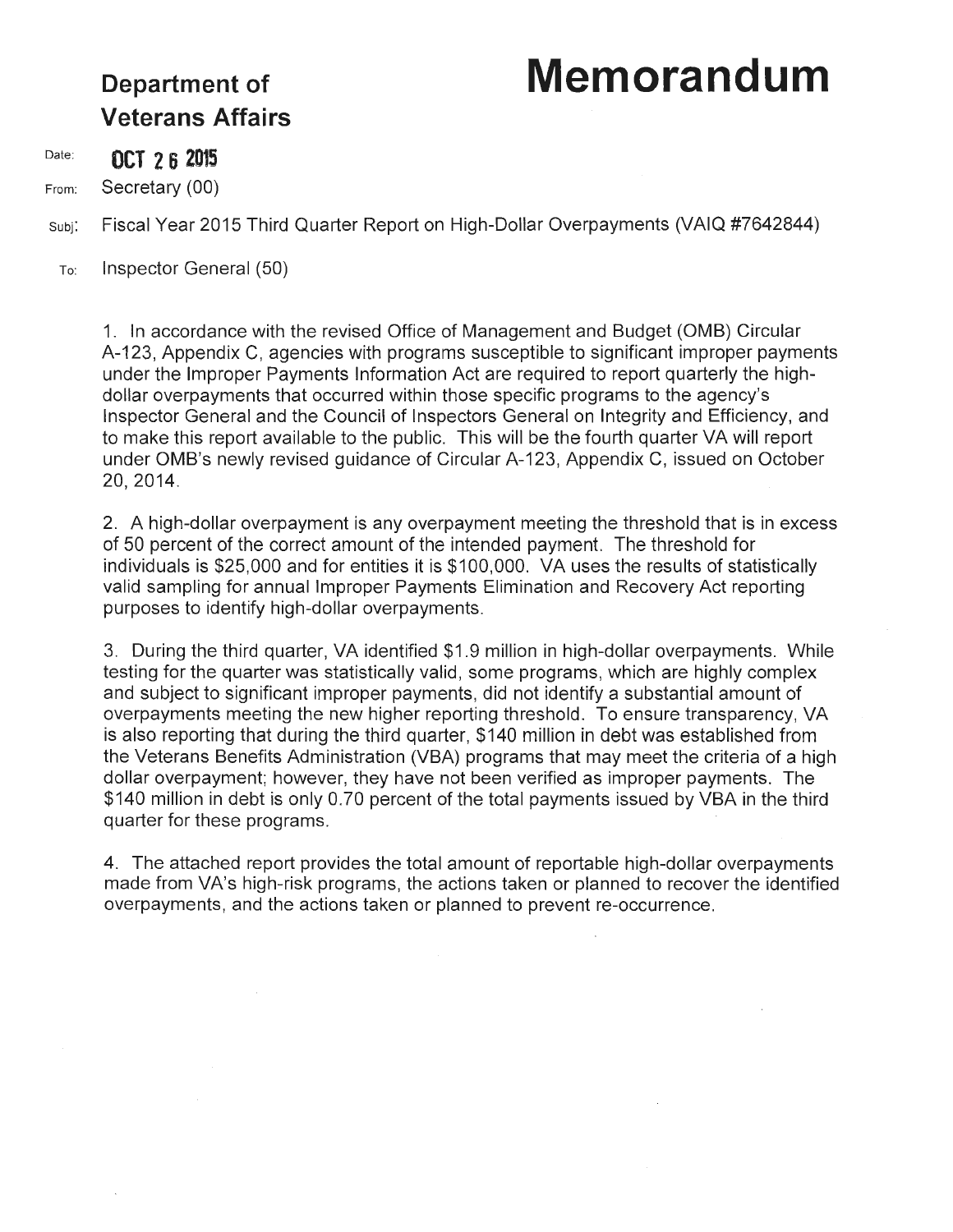**Department of Veterans Affairs**

# Memorandum

Date: **OCT 26 2015**

From: Secretary (00)

Subj: Fiscal Year 2015 Third Quarter Report on High-Dollar Overpayments (VAIQ #7642844)

To: Inspector General (50)

1. In accordance with the revised Office of Management and Budget (OMB) Circular A-123, Appendix C, agencies with programs susceptible to significant improper payments under the Improper Payments Information Act are required to report quarterly the high-dollar overpayments that occurred within those specific programs to the agency's Inspector General and the Council of Inspectors General on Integrity and Efficiency, and to make this report available to the public. This will be the fourth quarter VA will report under OMB's newly revised guidance of Circular A-123, Appendix C, issued on October 20, 2014.

2. A high-dollar overpayment is any overpayment meeting the threshold that is in excess of 50 percent of the correct amount of the intended payment. The threshold for individuals is $25,000 and for entities it is $100,000. VA uses the results of statistically valid sampling for annual Improper Payments Elimination and Recovery Act reporting purposes to identify high-dollar overpayments.

3. During the third quarter, VA identified $1.9 million in high-dollar overpayments. While testing for the quarter was statistically valid, some programs, which are highly complex and subject to significant improper payments, did not identify a substantial amount of overpayments meeting the new higher reporting threshold. To ensure transparency, VA is also reporting that during the third quarter, $140 million in debt was established from the Veterans Benefits Administration (VBA) programs that may meet the criteria of a high dollar overpayment; however, they have not been verified as improper payments. The $140 million in debt is only 0.70 percent of the total payments issued by VBA in the third quarter for these programs.

4. The attached report provides the total amount of reportable high-dollar overpayments made from VA's high-risk programs, the actions taken or planned to recover the identified overpayments, and the actions taken or planned to prevent re-occurrence.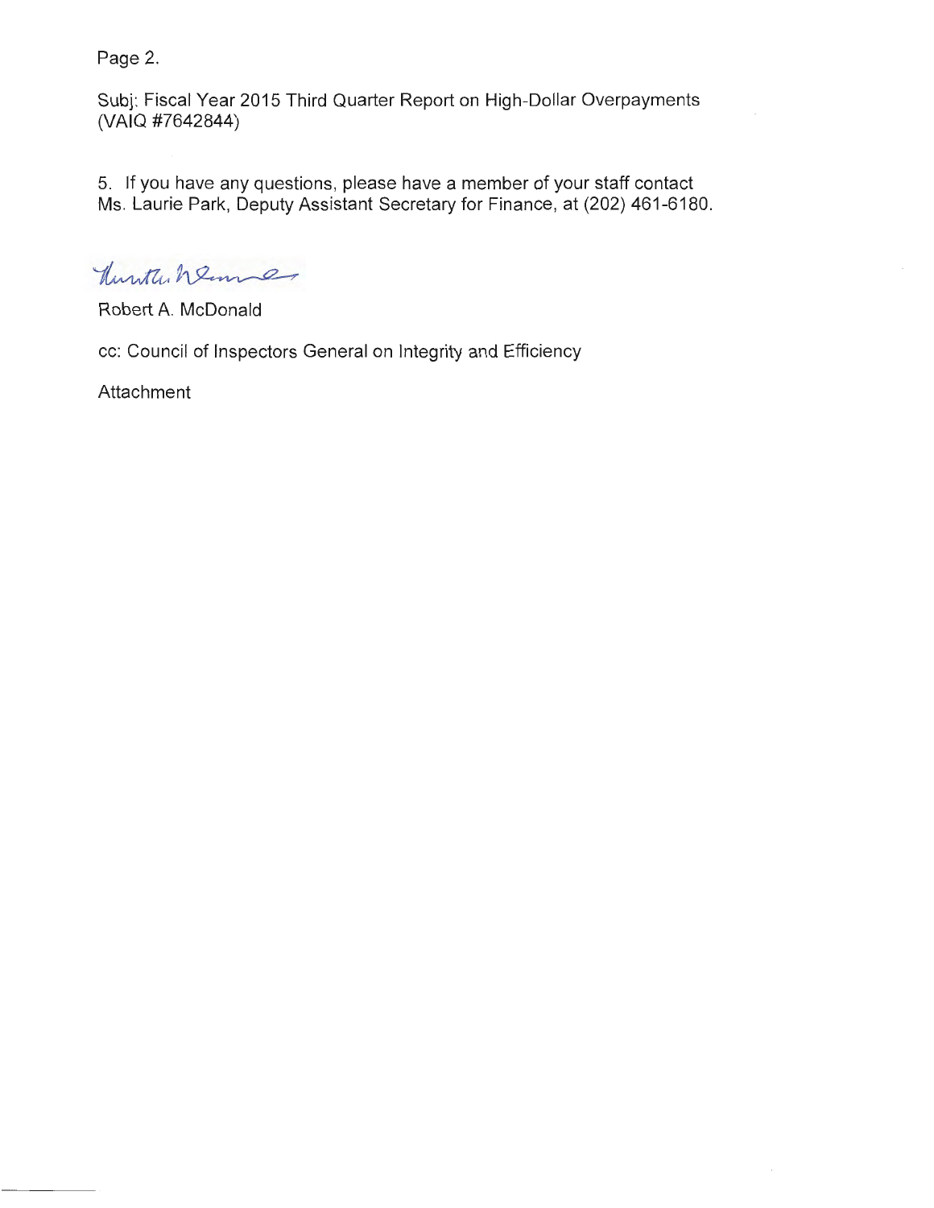Subj: Fiscal Year 2015 Third Quarter Report on High-Dollar Overpayments (VAIQ #7642844)

5. If you have any questions, please have a member of your staff contact Ms. Laurie Park, Deputy Assistant Secretary for Finance, at (202) 461-6180.

Robert A. McDonald

cc: Council of Inspectors General on Integrity and Efficiency

Attachment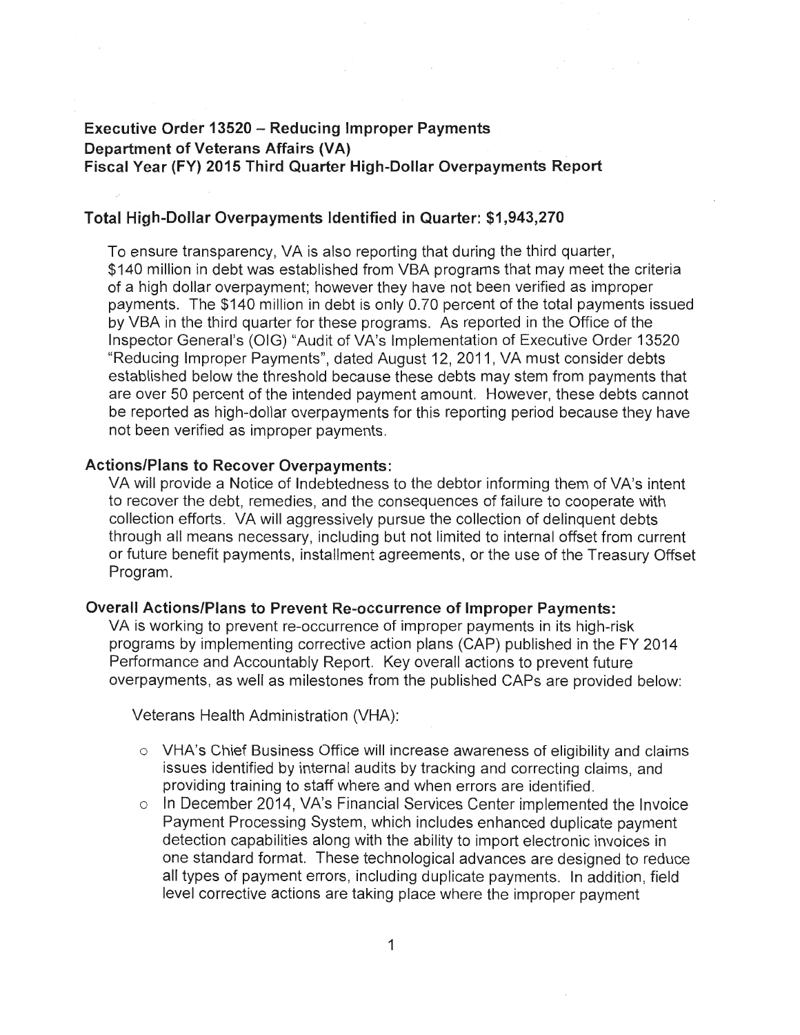**Executive Order 13520 – Reducing Improper Payments**
**Department of Veterans Affairs (VA)**
**Fiscal Year (FY) 2015 Third Quarter High-Dollar Overpayments Report**

## Total High-Dollar Overpayments Identified in Quarter: $1,943,270

To ensure transparency, VA is also reporting that during the third quarter, $140 million in debt was established from VBA programs that may meet the criteria of a high dollar overpayment; however they have not been verified as improper payments. The $140 million in debt is only 0.70 percent of the total payments issued by VBA in the third quarter for these programs. As reported in the Office of the Inspector General's (OIG) "Audit of VA's Implementation of Executive Order 13520 "Reducing Improper Payments", dated August 12, 2011, VA must consider debts established below the threshold because these debts may stem from payments that are over 50 percent of the intended payment amount. However, these debts cannot be reported as high-dollar overpayments for this reporting period because they have not been verified as improper payments.

### Actions/Plans to Recover Overpayments:

VA will provide a Notice of Indebtedness to the debtor informing them of VA's intent to recover the debt, remedies, and the consequences of failure to cooperate with collection efforts. VA will aggressively pursue the collection of delinquent debts through all means necessary, including but not limited to internal offset from current or future benefit payments, installment agreements, or the use of the Treasury Offset Program.

### Overall Actions/Plans to Prevent Re-occurrence of Improper Payments:

VA is working to prevent re-occurrence of improper payments in its high-risk programs by implementing corrective action plans (CAP) published in the FY 2014 Performance and Accountably Report. Key overall actions to prevent future overpayments, as well as milestones from the published CAPs are provided below:

Veterans Health Administration (VHA):

- VHA's Chief Business Office will increase awareness of eligibility and claims issues identified by internal audits by tracking and correcting claims, and providing training to staff where and when errors are identified.
- In December 2014, VA's Financial Services Center implemented the Invoice Payment Processing System, which includes enhanced duplicate payment detection capabilities along with the ability to import electronic invoices in one standard format. These technological advances are designed to reduce all types of payment errors, including duplicate payments. In addition, field level corrective actions are taking place where the improper payment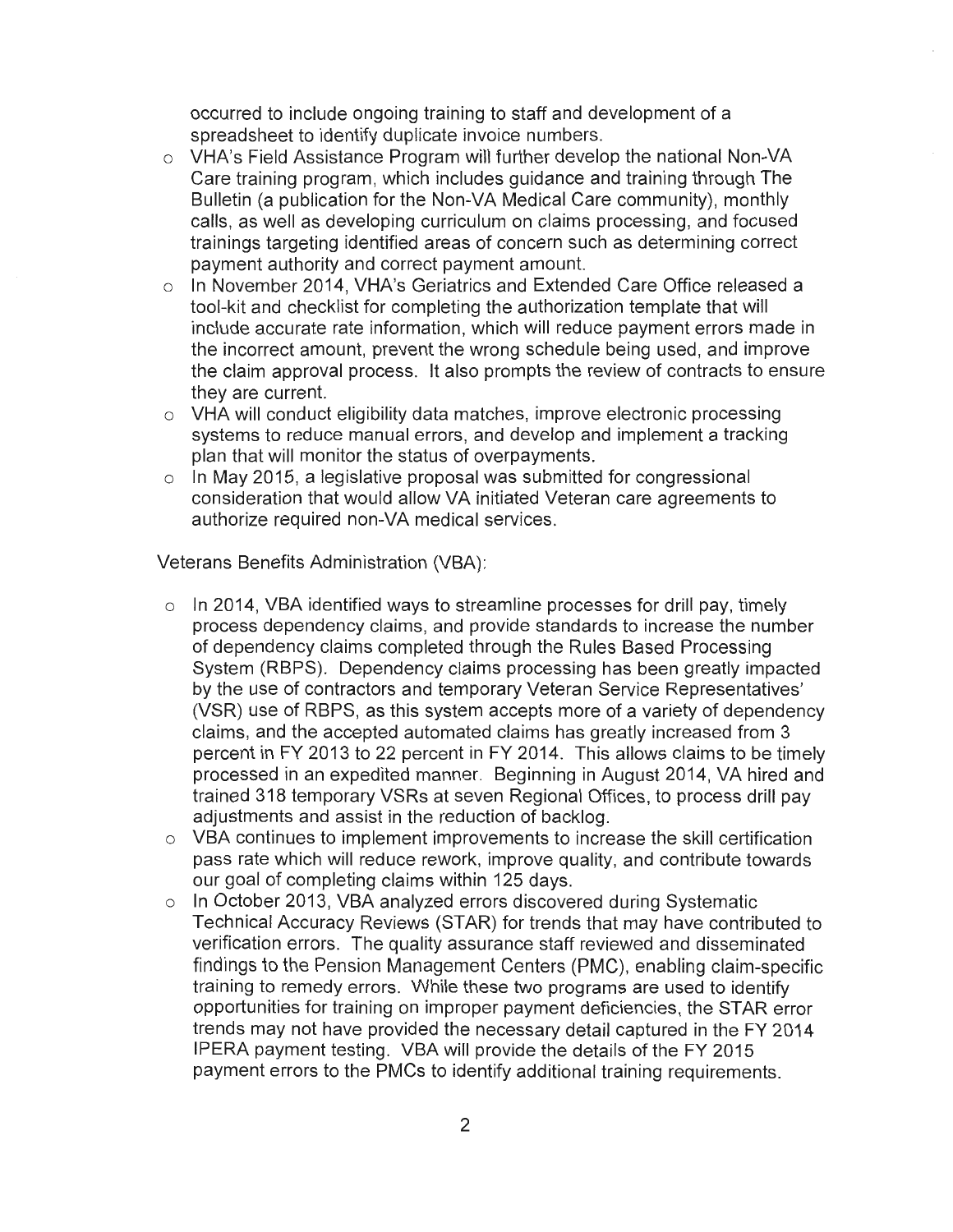occurred to include ongoing training to staff and development of a spreadsheet to identify duplicate invoice numbers.

- VHA's Field Assistance Program will further develop the national Non-VA Care training program, which includes guidance and training through The Bulletin (a publication for the Non-VA Medical Care community), monthly calls, as well as developing curriculum on claims processing, and focused trainings targeting identified areas of concern such as determining correct payment authority and correct payment amount.
- In November 2014, VHA's Geriatrics and Extended Care Office released a tool-kit and checklist for completing the authorization template that will include accurate rate information, which will reduce payment errors made in the incorrect amount, prevent the wrong schedule being used, and improve the claim approval process. It also prompts the review of contracts to ensure they are current.
- VHA will conduct eligibility data matches, improve electronic processing systems to reduce manual errors, and develop and implement a tracking plan that will monitor the status of overpayments.
- In May 2015, a legislative proposal was submitted for congressional consideration that would allow VA initiated Veteran care agreements to authorize required non-VA medical services.

Veterans Benefits Administration (VBA):

- In 2014, VBA identified ways to streamline processes for drill pay, timely process dependency claims, and provide standards to increase the number of dependency claims completed through the Rules Based Processing System (RBPS). Dependency claims processing has been greatly impacted by the use of contractors and temporary Veteran Service Representatives' (VSR) use of RBPS, as this system accepts more of a variety of dependency claims, and the accepted automated claims has greatly increased from 3 percent in FY 2013 to 22 percent in FY 2014. This allows claims to be timely processed in an expedited manner. Beginning in August 2014, VA hired and trained 318 temporary VSRs at seven Regional Offices, to process drill pay adjustments and assist in the reduction of backlog.
- VBA continues to implement improvements to increase the skill certification pass rate which will reduce rework, improve quality, and contribute towards our goal of completing claims within 125 days.
- In October 2013, VBA analyzed errors discovered during Systematic Technical Accuracy Reviews (STAR) for trends that may have contributed to verification errors. The quality assurance staff reviewed and disseminated findings to the Pension Management Centers (PMC), enabling claim-specific training to remedy errors. While these two programs are used to identify opportunities for training on improper payment deficiencies, the STAR error trends may not have provided the necessary detail captured in the FY 2014 IPERA payment testing. VBA will provide the details of the FY 2015 payment errors to the PMCs to identify additional training requirements.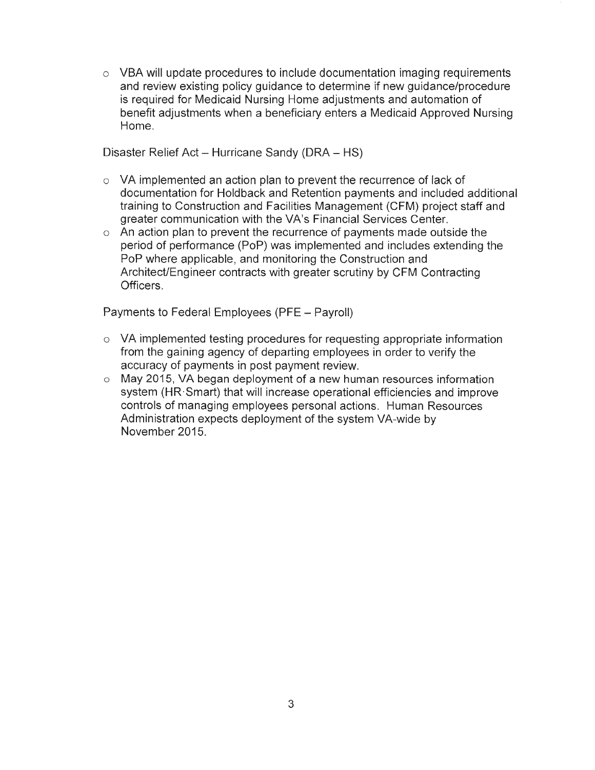- VBA will update procedures to include documentation imaging requirements and review existing policy guidance to determine if new guidance/procedure is required for Medicaid Nursing Home adjustments and automation of benefit adjustments when a beneficiary enters a Medicaid Approved Nursing Home.

Disaster Relief Act – Hurricane Sandy (DRA – HS)

- VA implemented an action plan to prevent the recurrence of lack of documentation for Holdback and Retention payments and included additional training to Construction and Facilities Management (CFM) project staff and greater communication with the VA's Financial Services Center.
- An action plan to prevent the recurrence of payments made outside the period of performance (PoP) was implemented and includes extending the PoP where applicable, and monitoring the Construction and Architect/Engineer contracts with greater scrutiny by CFM Contracting Officers.

Payments to Federal Employees (PFE – Payroll)

- VA implemented testing procedures for requesting appropriate information from the gaining agency of departing employees in order to verify the accuracy of payments in post payment review.
- May 2015, VA began deployment of a new human resources information system (HR·Smart) that will increase operational efficiencies and improve controls of managing employees personal actions. Human Resources Administration expects deployment of the system VA-wide by November 2015.